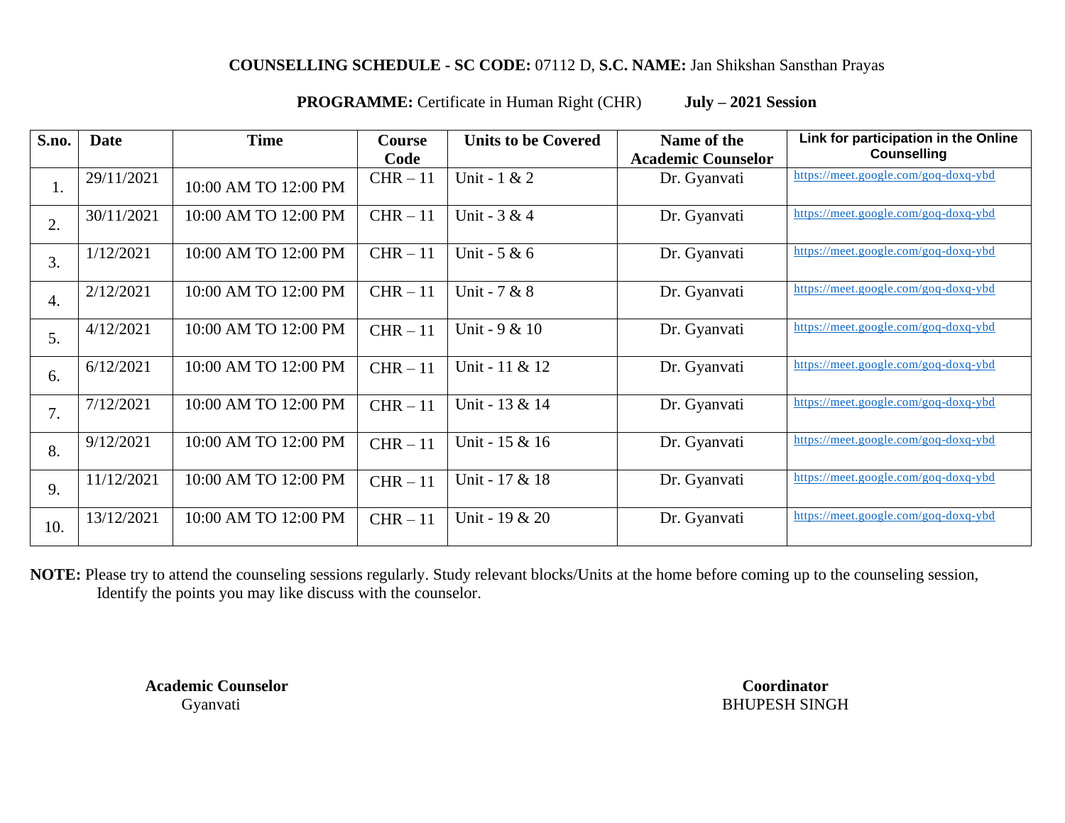**COUNSELLING SCHEDULE - SC CODE:** 07112 D, **S.C. NAME:** Jan Shikshan Sansthan Prayas

**PROGRAMME:** Certificate in Human Right (CHR) **July – 2021 Session**

| S.no. | Date | Time | Course Code | Units to be Covered | Name of the Academic Counselor | Link for participation in the Online Counselling |
|---|---|---|---|---|---|---|
| 1. | 29/11/2021 | 10:00 AM TO 12:00 PM | CHR – 11 | Unit - 1 & 2 | Dr. Gyanvati | https://meet.google.com/goq-doxq-ybd |
| 2. | 30/11/2021 | 10:00 AM TO 12:00 PM | CHR – 11 | Unit - 3 & 4 | Dr. Gyanvati | https://meet.google.com/goq-doxq-ybd |
| 3. | 1/12/2021 | 10:00 AM TO 12:00 PM | CHR – 11 | Unit - 5 & 6 | Dr. Gyanvati | https://meet.google.com/goq-doxq-ybd |
| 4. | 2/12/2021 | 10:00 AM TO 12:00 PM | CHR – 11 | Unit - 7 & 8 | Dr. Gyanvati | https://meet.google.com/goq-doxq-ybd |
| 5. | 4/12/2021 | 10:00 AM TO 12:00 PM | CHR – 11 | Unit - 9 & 10 | Dr. Gyanvati | https://meet.google.com/goq-doxq-ybd |
| 6. | 6/12/2021 | 10:00 AM TO 12:00 PM | CHR – 11 | Unit - 11 & 12 | Dr. Gyanvati | https://meet.google.com/goq-doxq-ybd |
| 7. | 7/12/2021 | 10:00 AM TO 12:00 PM | CHR – 11 | Unit - 13 & 14 | Dr. Gyanvati | https://meet.google.com/goq-doxq-ybd |
| 8. | 9/12/2021 | 10:00 AM TO 12:00 PM | CHR – 11 | Unit - 15 & 16 | Dr. Gyanvati | https://meet.google.com/goq-doxq-ybd |
| 9. | 11/12/2021 | 10:00 AM TO 12:00 PM | CHR – 11 | Unit - 17 & 18 | Dr. Gyanvati | https://meet.google.com/goq-doxq-ybd |
| 10. | 13/12/2021 | 10:00 AM TO 12:00 PM | CHR – 11 | Unit - 19 & 20 | Dr. Gyanvati | https://meet.google.com/goq-doxq-ybd |

**NOTE:** Please try to attend the counseling sessions regularly. Study relevant blocks/Units at the home before coming up to the counseling session, Identify the points you may like discuss with the counselor.

**Academic Counselor**
Gyanvati

**Coordinator**
BHUPESH SINGH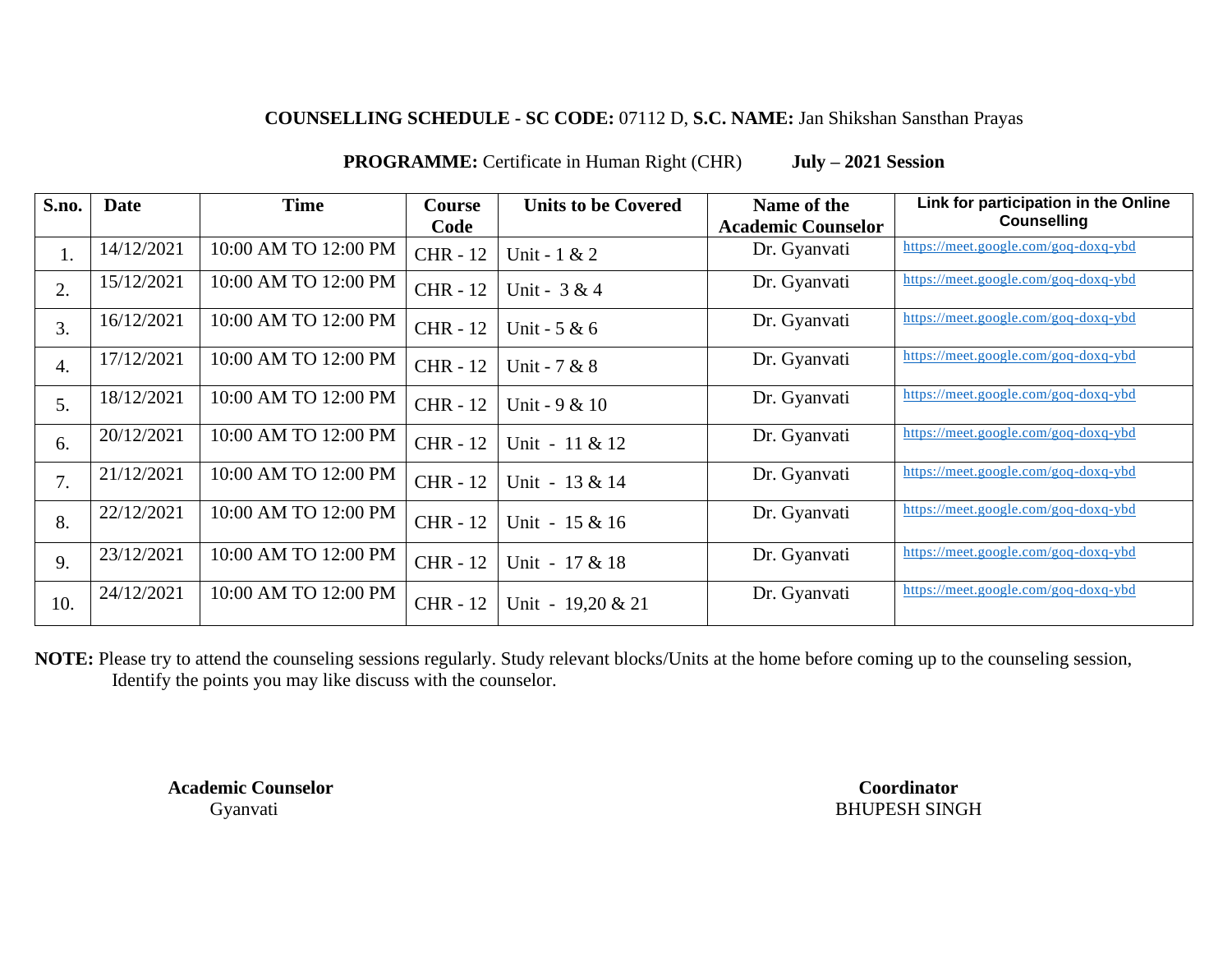**COUNSELLING SCHEDULE - SC CODE:** 07112 D, **S.C. NAME:** Jan Shikshan Sansthan Prayas

**PROGRAMME:** Certificate in Human Right (CHR) **July – 2021 Session**

| S.no. | Date | Time | Course Code | Units to be Covered | Name of the Academic Counselor | Link for participation in the Online Counselling |
|---|---|---|---|---|---|---|
| 1. | 14/12/2021 | 10:00 AM TO 12:00 PM | CHR - 12 | Unit - 1 & 2 | Dr. Gyanvati | https://meet.google.com/goq-doxq-ybd |
| 2. | 15/12/2021 | 10:00 AM TO 12:00 PM | CHR - 12 | Unit - 3 & 4 | Dr. Gyanvati | https://meet.google.com/goq-doxq-ybd |
| 3. | 16/12/2021 | 10:00 AM TO 12:00 PM | CHR - 12 | Unit - 5 & 6 | Dr. Gyanvati | https://meet.google.com/goq-doxq-ybd |
| 4. | 17/12/2021 | 10:00 AM TO 12:00 PM | CHR - 12 | Unit - 7 & 8 | Dr. Gyanvati | https://meet.google.com/goq-doxq-ybd |
| 5. | 18/12/2021 | 10:00 AM TO 12:00 PM | CHR - 12 | Unit - 9 & 10 | Dr. Gyanvati | https://meet.google.com/goq-doxq-ybd |
| 6. | 20/12/2021 | 10:00 AM TO 12:00 PM | CHR - 12 | Unit - 11 & 12 | Dr. Gyanvati | https://meet.google.com/goq-doxq-ybd |
| 7. | 21/12/2021 | 10:00 AM TO 12:00 PM | CHR - 12 | Unit - 13 & 14 | Dr. Gyanvati | https://meet.google.com/goq-doxq-ybd |
| 8. | 22/12/2021 | 10:00 AM TO 12:00 PM | CHR - 12 | Unit - 15 & 16 | Dr. Gyanvati | https://meet.google.com/goq-doxq-ybd |
| 9. | 23/12/2021 | 10:00 AM TO 12:00 PM | CHR - 12 | Unit - 17 & 18 | Dr. Gyanvati | https://meet.google.com/goq-doxq-ybd |
| 10. | 24/12/2021 | 10:00 AM TO 12:00 PM | CHR - 12 | Unit - 19,20 & 21 | Dr. Gyanvati | https://meet.google.com/goq-doxq-ybd |

**NOTE:** Please try to attend the counseling sessions regularly. Study relevant blocks/Units at the home before coming up to the counseling session, Identify the points you may like discuss with the counselor.

**Academic Counselor**
Gyanvati

**Coordinator**
BHUPESH SINGH